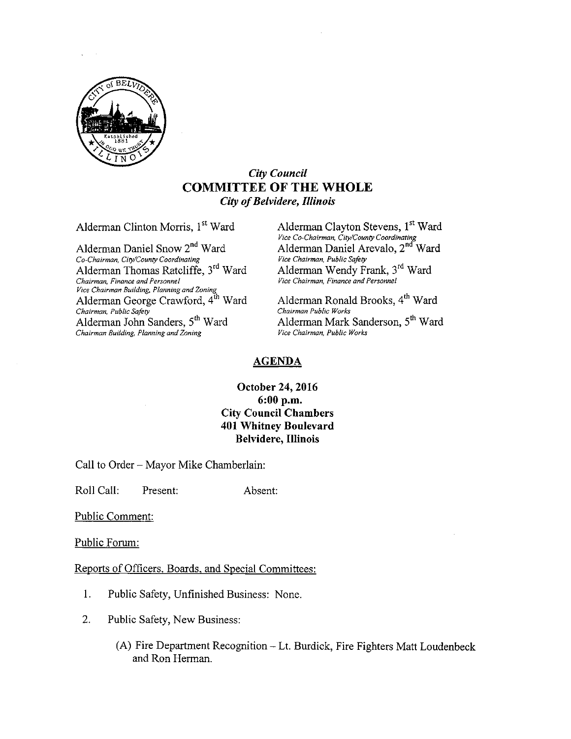# *City Council*
# COMMITTEE OF THE WHOLE
*City of Belvidere, Illinois*

Alderman Clinton Morris, 1st Ward

Alderman Clayton Stevens, 1st Ward
*Vice Co-Chairman, City/County Coordinating*

Alderman Daniel Snow 2nd Ward
*Co-Chairman, City/County Coordinating*

Alderman Daniel Arevalo, 2nd Ward
*Vice Chairman, Public Safety*

Alderman Thomas Ratcliffe, 3rd Ward
*Chairman, Finance and Personnel*
*Vice Chairman Building, Planning and Zoning*

Alderman Wendy Frank, 3rd Ward
*Vice Chairman, Finance and Personnel*

Alderman George Crawford, 4th Ward
*Chairman, Public Safety*

Alderman Ronald Brooks, 4th Ward
*Chairman Public Works*

Alderman John Sanders, 5th Ward
*Chairman Building, Planning and Zoning*

Alderman Mark Sanderson, 5th Ward
*Vice Chairman, Public Works*

## AGENDA

**October 24, 2016**
**6:00 p.m.**
**City Council Chambers**
**401 Whitney Boulevard**
**Belvidere, Illinois**

Call to Order – Mayor Mike Chamberlain:

Roll Call: Present: Absent:

Public Comment:

Public Forum:

Reports of Officers, Boards, and Special Committees:

1. Public Safety, Unfinished Business: None.
2. Public Safety, New Business:
   (A) Fire Department Recognition – Lt. Burdick, Fire Fighters Matt Loudenbeck and Ron Herman.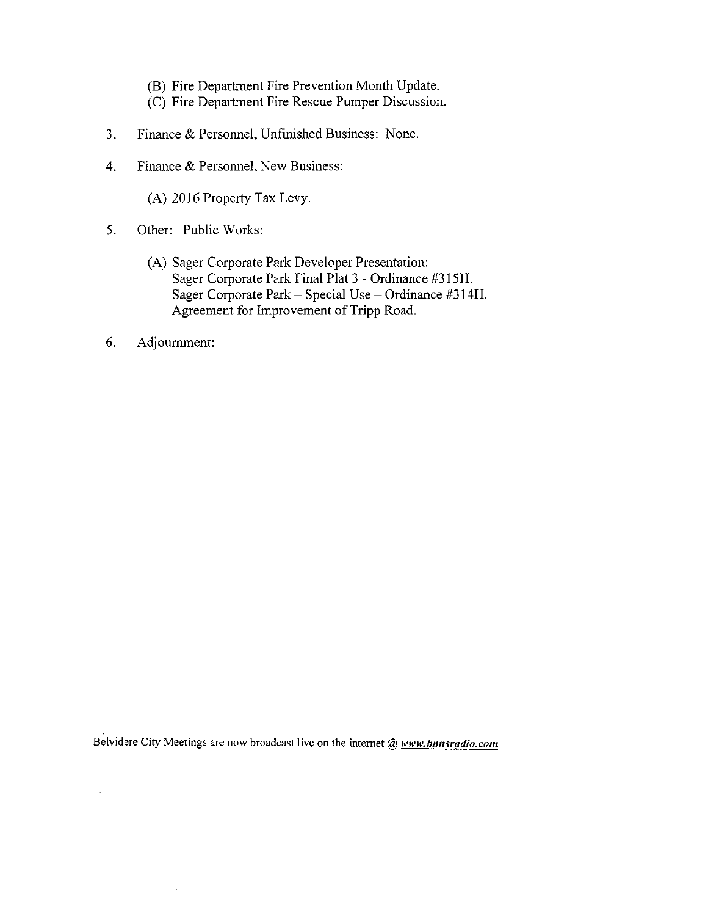(B) Fire Department Fire Prevention Month Update.
(C) Fire Department Fire Rescue Pumper Discussion.

3. Finance & Personnel, Unfinished Business: None.

4. Finance & Personnel, New Business:

    (A) 2016 Property Tax Levy.

5. Other: Public Works:

    (A) Sager Corporate Park Developer Presentation:
    Sager Corporate Park Final Plat 3 - Ordinance #315H.
    Sager Corporate Park – Special Use – Ordinance #314H.
    Agreement for Improvement of Tripp Road.

6. Adjournment:

Belvidere City Meetings are now broadcast live on the internet @ ***www.bnnsradio.com***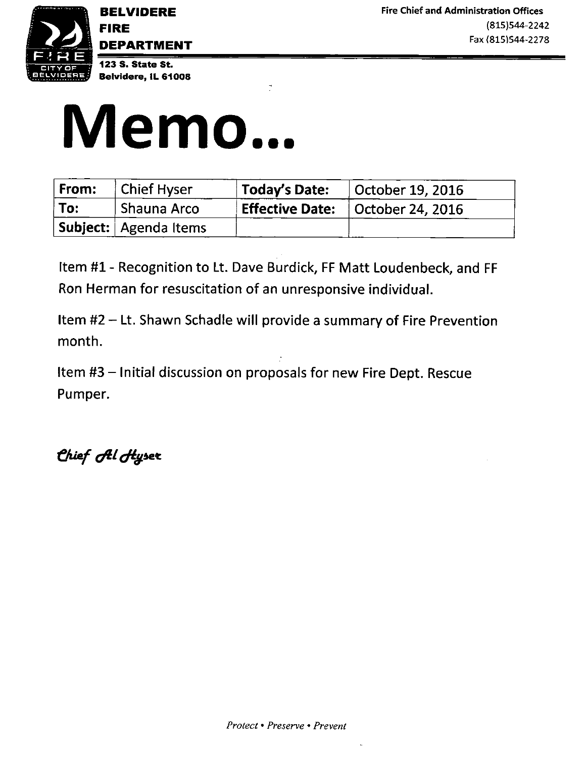**BELVIDERE FIRE DEPARTMENT**

123 S. State St.
Belvidere, IL 61008

**Fire Chief and Administration Offices**
(815)544-2242
Fax (815)544-2278

# Memo...

| From: | Chief Hyser | Today's Date: | October 19, 2016 |
|---|---|---|---|
| To: | Shauna Arco | Effective Date: | October 24, 2016 |
| Subject: | Agenda Items | | |

Item #1 - Recognition to Lt. Dave Burdick, FF Matt Loudenbeck, and FF Ron Herman for resuscitation of an unresponsive individual.

Item #2 – Lt. Shawn Schadle will provide a summary of Fire Prevention month.

Item #3 – Initial discussion on proposals for new Fire Dept. Rescue Pumper.

*Chief Al Hyser*

*Protect • Preserve • Prevent*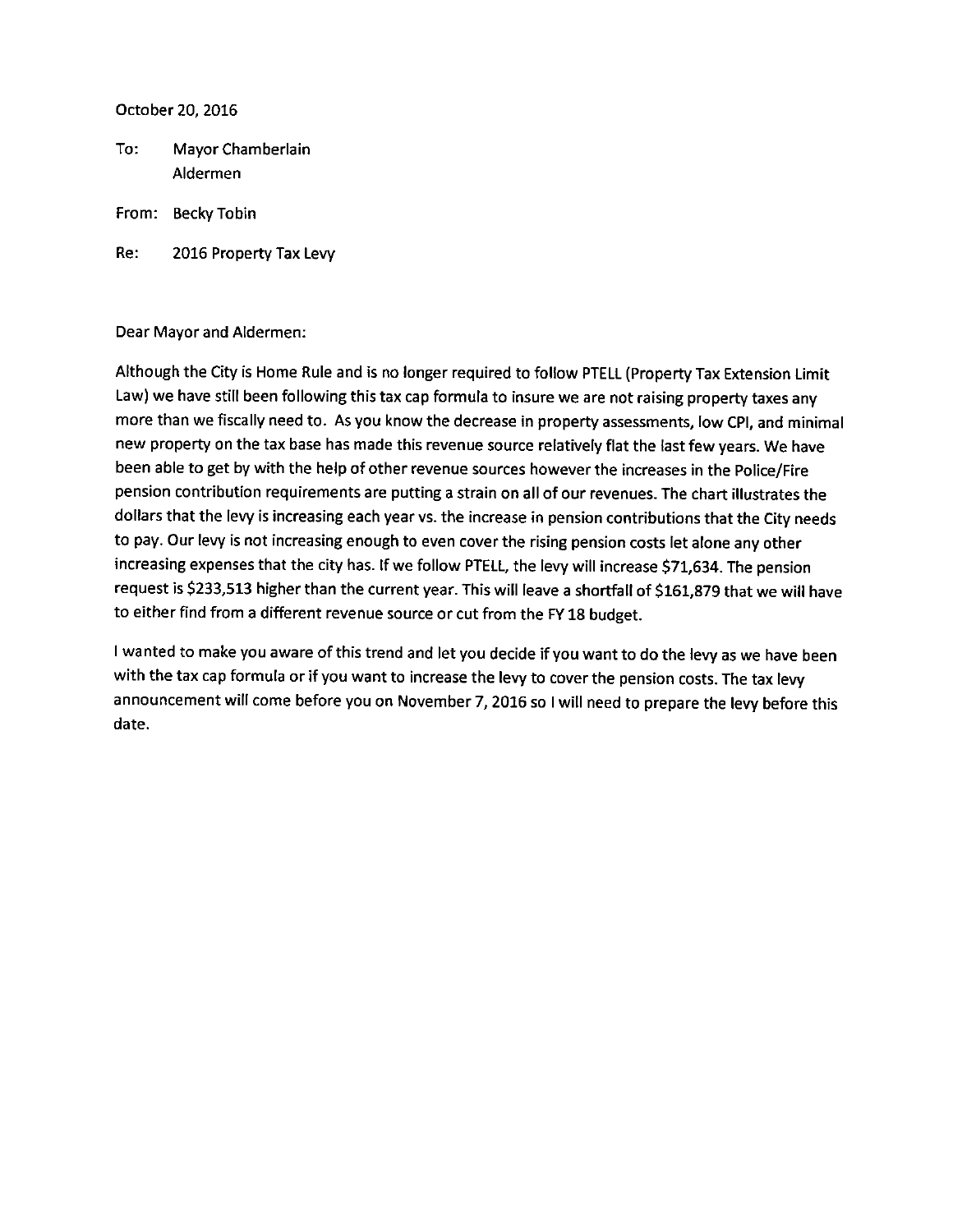October 20, 2016

To: Mayor Chamberlain
Aldermen

From: Becky Tobin

Re: 2016 Property Tax Levy

Dear Mayor and Aldermen:

Although the City is Home Rule and is no longer required to follow PTELL (Property Tax Extension Limit Law) we have still been following this tax cap formula to insure we are not raising property taxes any more than we fiscally need to. As you know the decrease in property assessments, low CPI, and minimal new property on the tax base has made this revenue source relatively flat the last few years. We have been able to get by with the help of other revenue sources however the increases in the Police/Fire pension contribution requirements are putting a strain on all of our revenues. The chart illustrates the dollars that the levy is increasing each year vs. the increase in pension contributions that the City needs to pay. Our levy is not increasing enough to even cover the rising pension costs let alone any other increasing expenses that the city has. If we follow PTELL, the levy will increase $71,634. The pension request is $233,513 higher than the current year. This will leave a shortfall of $161,879 that we will have to either find from a different revenue source or cut from the FY 18 budget.

I wanted to make you aware of this trend and let you decide if you want to do the levy as we have been with the tax cap formula or if you want to increase the levy to cover the pension costs. The tax levy announcement will come before you on November 7, 2016 so I will need to prepare the levy before this date.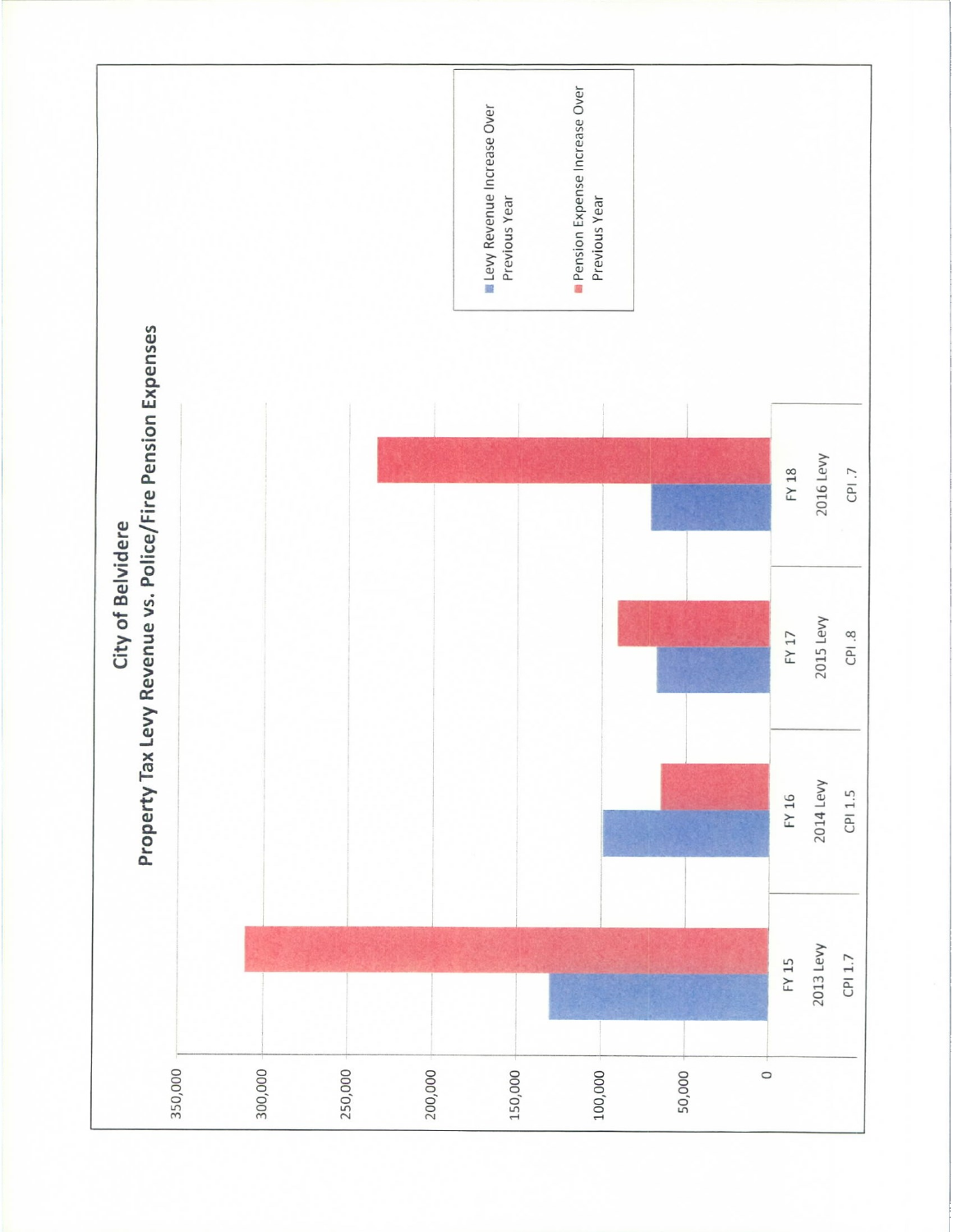## City of Belvidere
## Property Tax Levy Revenue vs. Police/Fire Pension Expenses

- Levy Revenue Increase Over Previous Year
- Pension Expense Increase Over Previous Year

| | FY 15<br>2013 Levy<br>CPI 1.7 | FY 16<br>2014 Levy<br>CPI 1.5 | FY 17<br>2015 Levy<br>CPI .8 | FY 18<br>2016 Levy<br>CPI .7 |
|---|---|---|---|---|

Y-axis: 0, 50,000, 100,000, 150,000, 200,000, 250,000, 300,000, 350,000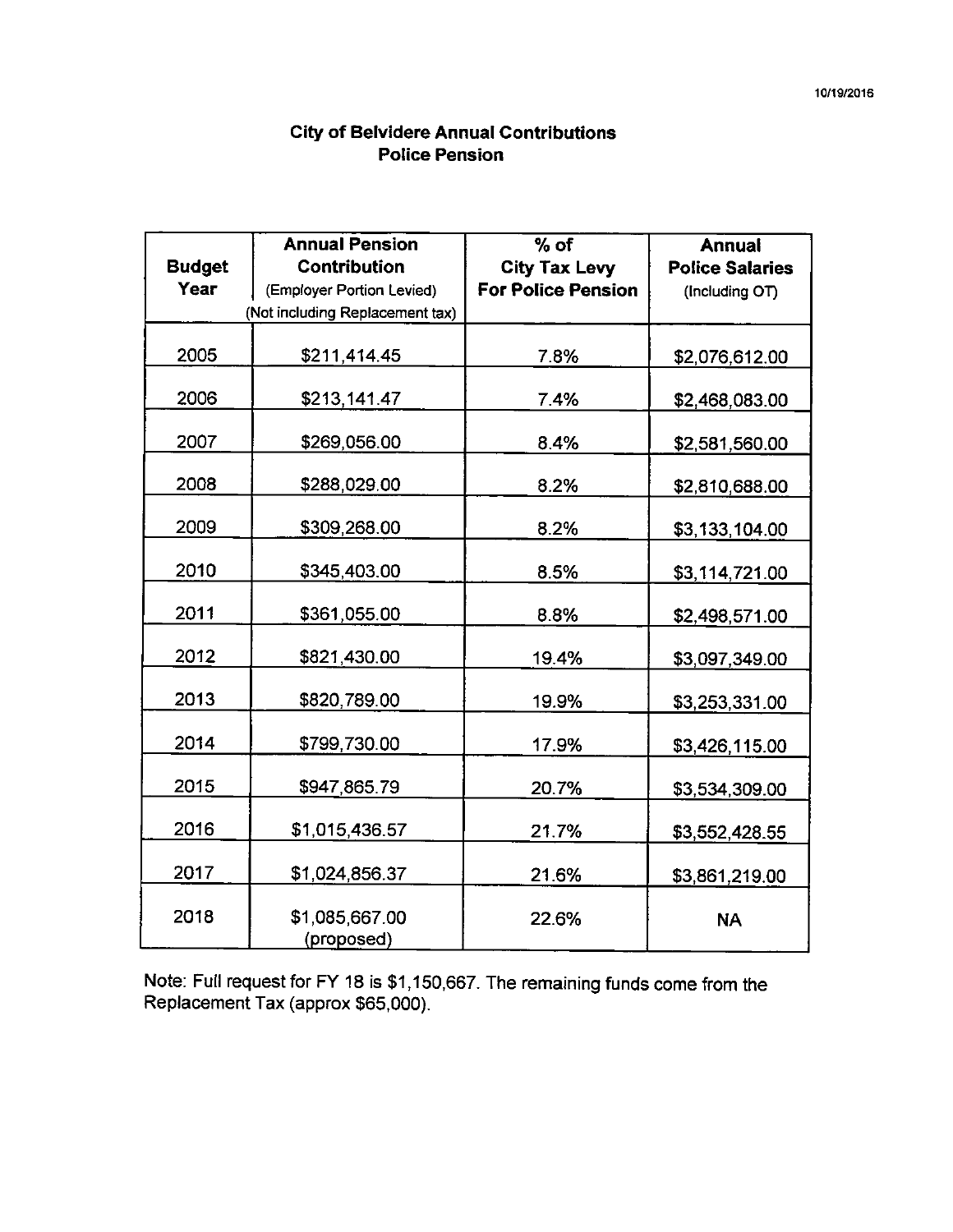10/19/2016

## City of Belvidere Annual Contributions
## Police Pension

| Budget Year | Annual Pension Contribution (Employer Portion Levied) (Not including Replacement tax) | % of City Tax Levy For Police Pension | Annual Police Salaries (Including OT) |
|---|---|---|---|
| 2005 | $211,414.45 | 7.8% | $2,076,612.00 |
| 2006 | $213,141.47 | 7.4% | $2,468,083.00 |
| 2007 | $269,056.00 | 8.4% | $2,581,560.00 |
| 2008 | $288,029.00 | 8.2% | $2,810,688.00 |
| 2009 | $309,268.00 | 8.2% | $3,133,104.00 |
| 2010 | $345,403.00 | 8.5% | $3,114,721.00 |
| 2011 | $361,055.00 | 8.8% | $2,498,571.00 |
| 2012 | $821,430.00 | 19.4% | $3,097,349.00 |
| 2013 | $820,789.00 | 19.9% | $3,253,331.00 |
| 2014 | $799,730.00 | 17.9% | $3,426,115.00 |
| 2015 | $947,865.79 | 20.7% | $3,534,309.00 |
| 2016 | $1,015,436.57 | 21.7% | $3,552,428.55 |
| 2017 | $1,024,856.37 | 21.6% | $3,861,219.00 |
| 2018 | $1,085,667.00 (proposed) | 22.6% | NA |

Note: Full request for FY 18 is $1,150,667. The remaining funds come from the Replacement Tax (approx $65,000).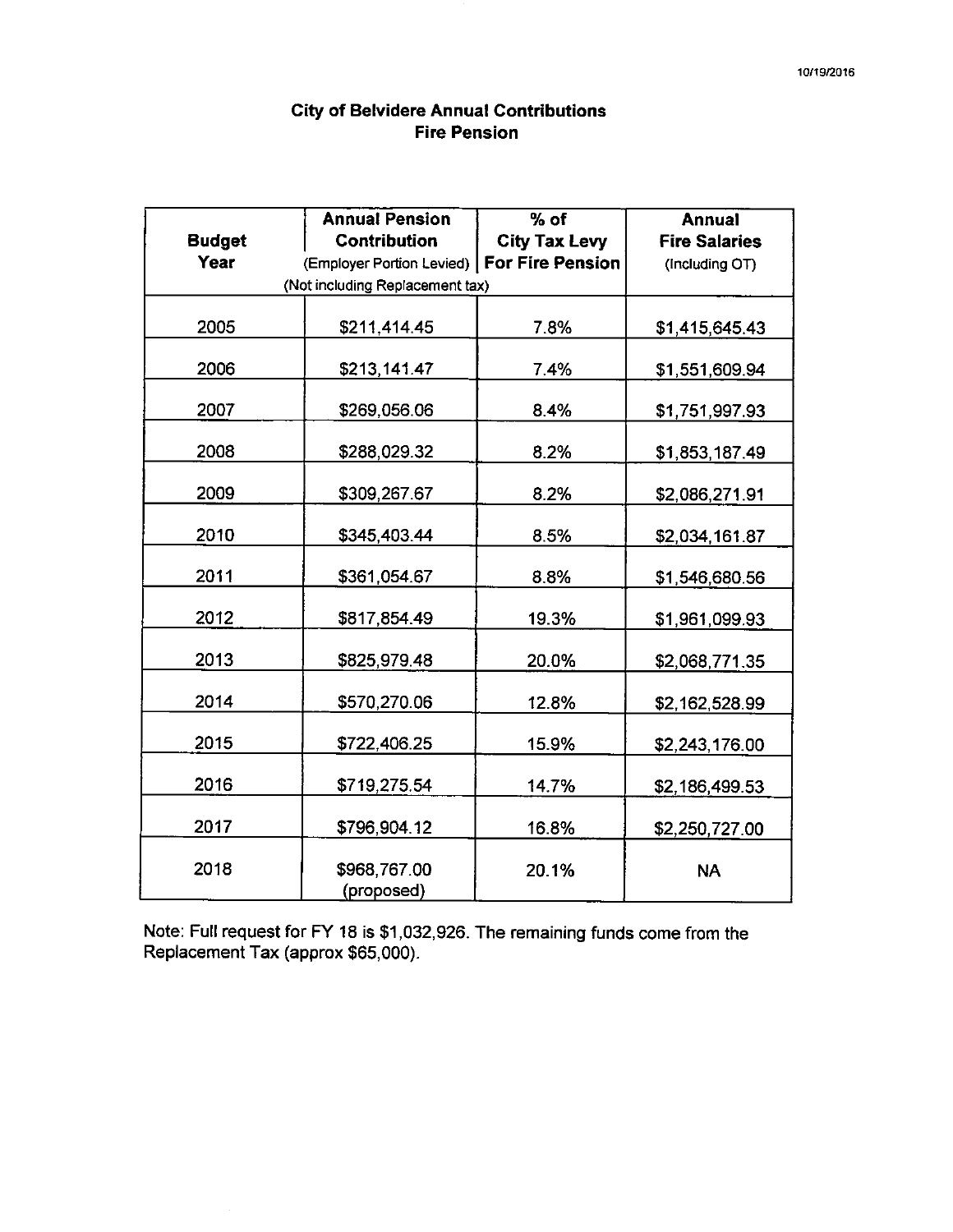## City of Belvidere Annual Contributions
## Fire Pension

| Budget Year | Annual Pension Contribution (Employer Portion Levied) (Not including Replacement tax) | % of City Tax Levy For Fire Pension | Annual Fire Salaries (Including OT) |
|---|---|---|---|
| 2005 | $211,414.45 | 7.8% | $1,415,645.43 |
| 2006 | $213,141.47 | 7.4% | $1,551,609.94 |
| 2007 | $269,056.06 | 8.4% | $1,751,997.93 |
| 2008 | $288,029.32 | 8.2% | $1,853,187.49 |
| 2009 | $309,267.67 | 8.2% | $2,086,271.91 |
| 2010 | $345,403.44 | 8.5% | $2,034,161.87 |
| 2011 | $361,054.67 | 8.8% | $1,546,680.56 |
| 2012 | $817,854.49 | 19.3% | $1,961,099.93 |
| 2013 | $825,979.48 | 20.0% | $2,068,771.35 |
| 2014 | $570,270.06 | 12.8% | $2,162,528.99 |
| 2015 | $722,406.25 | 15.9% | $2,243,176.00 |
| 2016 | $719,275.54 | 14.7% | $2,186,499.53 |
| 2017 | $796,904.12 | 16.8% | $2,250,727.00 |
| 2018 | $968,767.00 (proposed) | 20.1% | NA |

Note: Full request for FY 18 is $1,032,926. The remaining funds come from the Replacement Tax (approx $65,000).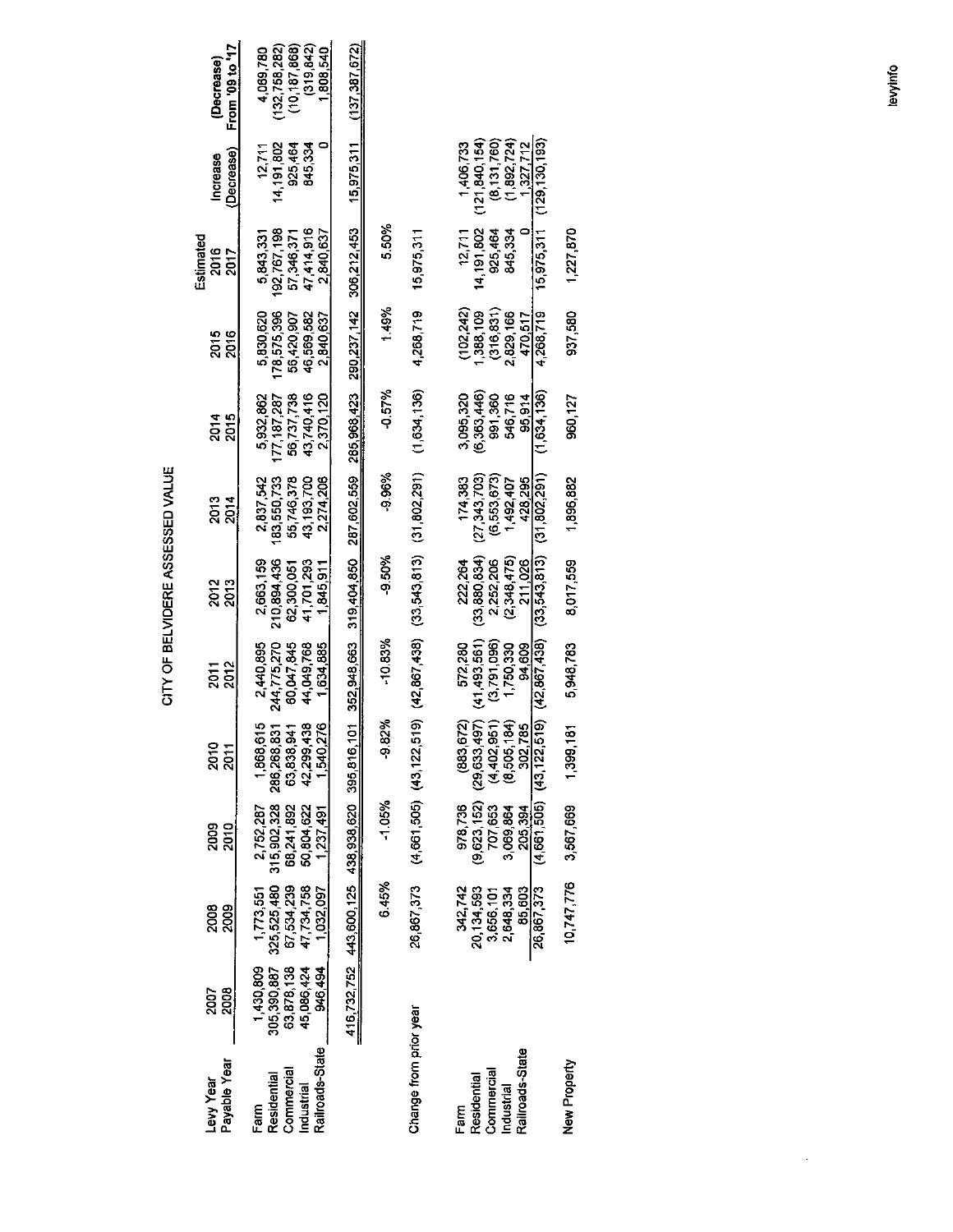# CITY OF BELVIDERE ASSESSED VALUE

| Levy Year<br>Payable Year | 2007<br>2008 | 2008<br>2009 | 2009<br>2010 | 2010<br>2011 | 2011<br>2012 | 2012<br>2013 | 2013<br>2014 | 2014<br>2015 | 2015<br>2016 | Estimated<br>2016<br>2017 | Increase<br>(Decrease) | (Decrease)<br>From '09 to '17 |
|---|---|---|---|---|---|---|---|---|---|---|---|---|
| Farm | 1,430,809 | 1,773,551 | 2,752,287 | 1,868,615 | 2,440,895 | 2,663,159 | 2,837,542 | 5,932,862 | 5,830,620 | 5,843,331 | 12,711 | 4,069,780 |
| Residential | 305,390,887 | 325,525,480 | 315,902,328 | 286,268,831 | 244,775,270 | 210,894,436 | 183,550,733 | 177,187,287 | 178,575,396 | 192,767,198 | 14,191,802 | (132,758,282) |
| Commercial | 63,878,138 | 67,534,239 | 68,241,892 | 63,838,941 | 60,047,845 | 62,300,051 | 55,746,378 | 56,737,738 | 56,420,907 | 57,346,371 | 925,464 | (10,187,868) |
| Industrial | 45,086,424 | 47,734,758 | 50,804,622 | 42,299,438 | 44,049,768 | 41,701,293 | 43,193,700 | 43,740,416 | 46,569,582 | 47,414,916 | 845,334 | (319,842) |
| Railroads-State | 946,494 | 1,032,097 | 1,237,491 | 1,540,276 | 1,634,885 | 1,845,911 | 2,274,206 | 2,370,120 | 2,840,637 | 2,840,637 | 0 | 1,808,540 |
| | 416,732,752 | 443,600,125 | 438,938,620 | 395,816,101 | 352,948,663 | 319,404,850 | 287,602,559 | 285,968,423 | 290,237,142 | 306,212,453 | 15,975,311 | (137,387,672) |
| | | 6.45% | -1.05% | -9.82% | -10.83% | -9.50% | -9.96% | -0.57% | 1.49% | 5.50% | | |
| Change from prior year | | 26,867,373 | (4,661,505) | (43,122,519) | (42,867,438) | (33,543,813) | (31,802,291) | (1,634,136) | 4,268,719 | 15,975,311 | | |
| Farm | | 342,742 | 978,736 | (883,672) | 572,280 | 222,264 | 174,383 | 3,095,320 | (102,242) | 12,711 | 1,406,733 | |
| Residential | | 20,134,593 | (9,623,152) | (29,633,497) | (41,493,561) | (33,880,834) | (27,343,703) | (6,363,446) | 1,388,109 | 14,191,802 | (121,840,154) | |
| Commercial | | 3,656,101 | 707,653 | (4,402,951) | (3,791,096) | 2,252,206 | (6,553,673) | 991,360 | (316,831) | 925,464 | (8,131,760) | |
| Industrial | | 2,648,334 | 3,069,864 | (8,505,184) | 1,750,330 | (2,348,475) | 1,492,407 | 546,716 | 2,829,166 | 845,334 | (1,892,724) | |
| Railroads-State | | 85,603 | 205,394 | 302,785 | 94,609 | 211,026 | 428,295 | 95,914 | 470,517 | 0 | 1,327,712 | |
| | | 26,867,373 | (4,661,505) | (43,122,519) | (42,867,438) | (33,543,813) | (31,802,291) | (1,634,136) | 4,268,719 | 15,975,311 | (129,130,193) | |
| New Property | | 10,747,776 | 3,567,669 | 1,399,181 | 5,948,783 | 8,017,559 | 1,896,882 | 960,127 | 937,580 | 1,227,870 | | |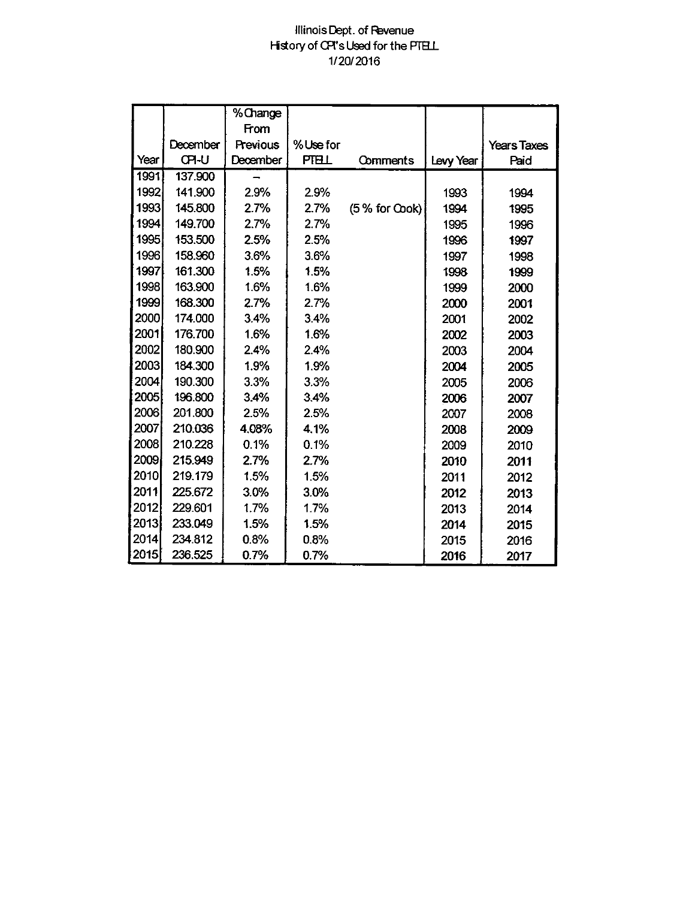# Illinois Dept. of Revenue
## History of CPI's Used for the PTELL
1/20/2016

| Year | December CPI-U | % Change From Previous December | % Use for PTELL | Comments | Levy Year | Years Taxes Paid |
|---|---|---|---|---|---|---|
| 1991 | 137.900 | – | | | | |
| 1992 | 141.900 | 2.9% | 2.9% | | 1993 | 1994 |
| 1993 | 145.800 | 2.7% | 2.7% | (5 % for Cook) | 1994 | 1995 |
| 1994 | 149.700 | 2.7% | 2.7% | | 1995 | 1996 |
| 1995 | 153.500 | 2.5% | 2.5% | | 1996 | 1997 |
| 1996 | 158.960 | 3.6% | 3.6% | | 1997 | 1998 |
| 1997 | 161.300 | 1.5% | 1.5% | | 1998 | 1999 |
| 1998 | 163.900 | 1.6% | 1.6% | | 1999 | 2000 |
| 1999 | 168.300 | 2.7% | 2.7% | | 2000 | 2001 |
| 2000 | 174.000 | 3.4% | 3.4% | | 2001 | 2002 |
| 2001 | 176.700 | 1.6% | 1.6% | | 2002 | 2003 |
| 2002 | 180.900 | 2.4% | 2.4% | | 2003 | 2004 |
| 2003 | 184.300 | 1.9% | 1.9% | | 2004 | 2005 |
| 2004 | 190.300 | 3.3% | 3.3% | | 2005 | 2006 |
| 2005 | 196.800 | 3.4% | 3.4% | | 2006 | 2007 |
| 2006 | 201.800 | 2.5% | 2.5% | | 2007 | 2008 |
| 2007 | 210.036 | 4.08% | 4.1% | | 2008 | 2009 |
| 2008 | 210.228 | 0.1% | 0.1% | | 2009 | 2010 |
| 2009 | 215.949 | 2.7% | 2.7% | | 2010 | 2011 |
| 2010 | 219.179 | 1.5% | 1.5% | | 2011 | 2012 |
| 2011 | 225.672 | 3.0% | 3.0% | | 2012 | 2013 |
| 2012 | 229.601 | 1.7% | 1.7% | | 2013 | 2014 |
| 2013 | 233.049 | 1.5% | 1.5% | | 2014 | 2015 |
| 2014 | 234.812 | 0.8% | 0.8% | | 2015 | 2016 |
| 2015 | 236.525 | 0.7% | 0.7% | | 2016 | 2017 |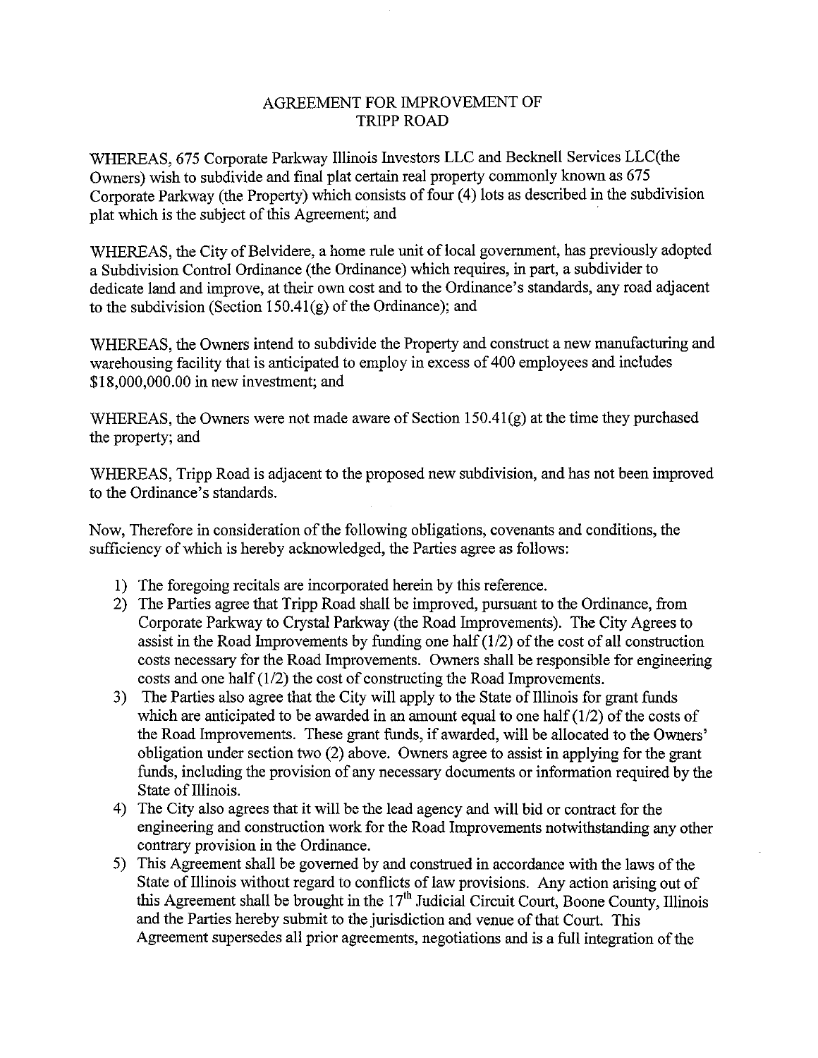# AGREEMENT FOR IMPROVEMENT OF TRIPP ROAD

WHEREAS, 675 Corporate Parkway Illinois Investors LLC and Becknell Services LLC(the Owners) wish to subdivide and final plat certain real property commonly known as 675 Corporate Parkway (the Property) which consists of four (4) lots as described in the subdivision plat which is the subject of this Agreement; and

WHEREAS, the City of Belvidere, a home rule unit of local government, has previously adopted a Subdivision Control Ordinance (the Ordinance) which requires, in part, a subdivider to dedicate land and improve, at their own cost and to the Ordinance's standards, any road adjacent to the subdivision (Section 150.41(g) of the Ordinance); and

WHEREAS, the Owners intend to subdivide the Property and construct a new manufacturing and warehousing facility that is anticipated to employ in excess of 400 employees and includes $18,000,000.00 in new investment; and

WHEREAS, the Owners were not made aware of Section 150.41(g) at the time they purchased the property; and

WHEREAS, Tripp Road is adjacent to the proposed new subdivision, and has not been improved to the Ordinance's standards.

Now, Therefore in consideration of the following obligations, covenants and conditions, the sufficiency of which is hereby acknowledged, the Parties agree as follows:

1) The foregoing recitals are incorporated herein by this reference.
2) The Parties agree that Tripp Road shall be improved, pursuant to the Ordinance, from Corporate Parkway to Crystal Parkway (the Road Improvements). The City Agrees to assist in the Road Improvements by funding one half (1/2) of the cost of all construction costs necessary for the Road Improvements. Owners shall be responsible for engineering costs and one half (1/2) the cost of constructing the Road Improvements.
3) The Parties also agree that the City will apply to the State of Illinois for grant funds which are anticipated to be awarded in an amount equal to one half (1/2) of the costs of the Road Improvements. These grant funds, if awarded, will be allocated to the Owners' obligation under section two (2) above. Owners agree to assist in applying for the grant funds, including the provision of any necessary documents or information required by the State of Illinois.
4) The City also agrees that it will be the lead agency and will bid or contract for the engineering and construction work for the Road Improvements notwithstanding any other contrary provision in the Ordinance.
5) This Agreement shall be governed by and construed in accordance with the laws of the State of Illinois without regard to conflicts of law provisions. Any action arising out of this Agreement shall be brought in the 17th Judicial Circuit Court, Boone County, Illinois and the Parties hereby submit to the jurisdiction and venue of that Court. This Agreement supersedes all prior agreements, negotiations and is a full integration of the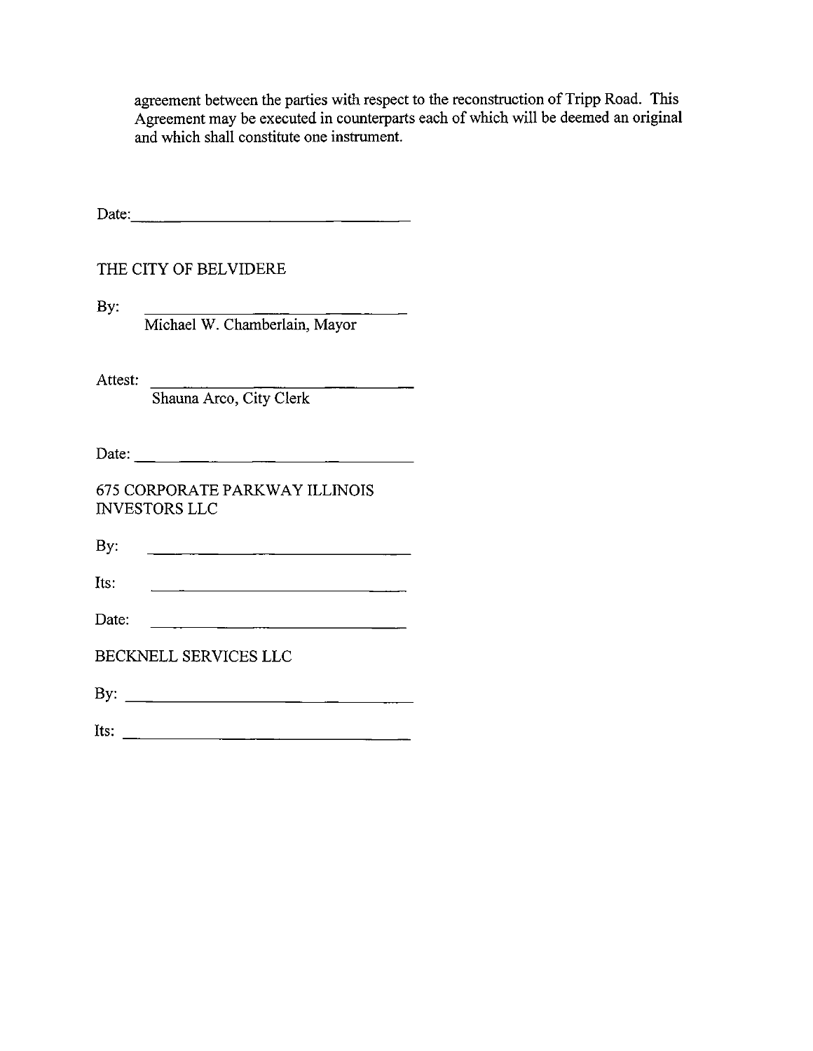agreement between the parties with respect to the reconstruction of Tripp Road. This Agreement may be executed in counterparts each of which will be deemed an original and which shall constitute one instrument.

Date: ______________________________

THE CITY OF BELVIDERE

By: ______________________________
Michael W. Chamberlain, Mayor

Attest: ______________________________
Shauna Arco, City Clerk

Date: ______________________________

675 CORPORATE PARKWAY ILLINOIS INVESTORS LLC

By: ______________________________

Its: ______________________________

Date: ______________________________

BECKNELL SERVICES LLC

By: ______________________________

Its: ______________________________